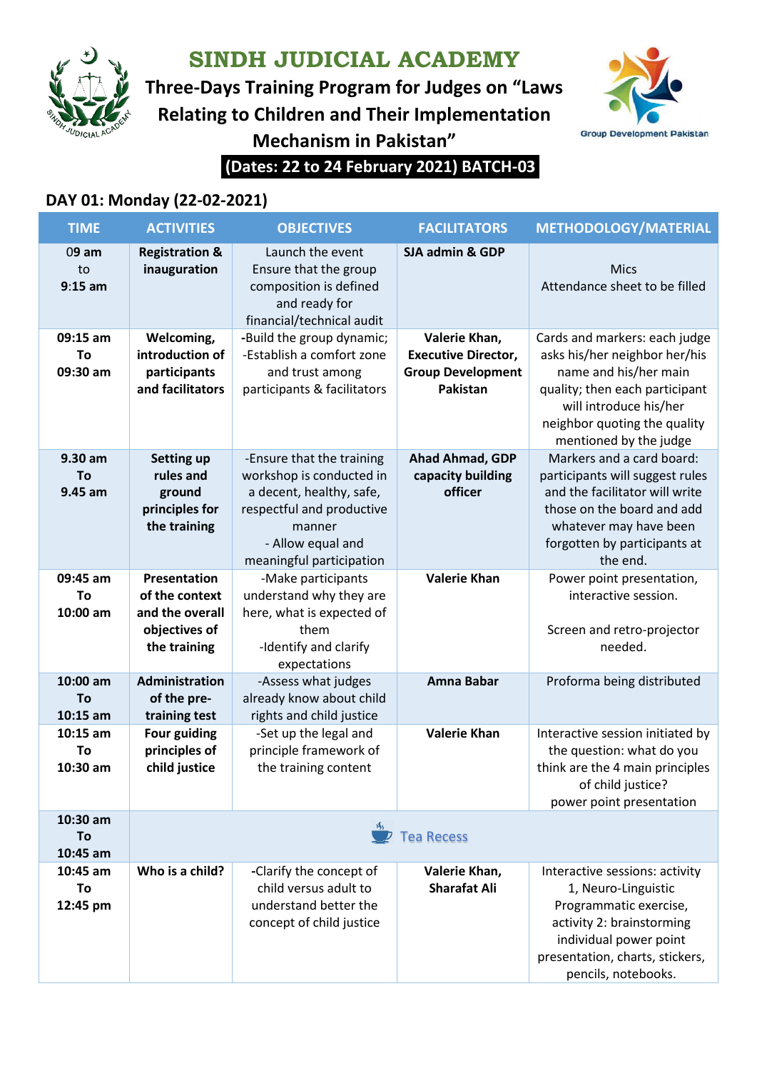# SINDH JUDICIAL ACADEMY

## Three-Days Training Program for Judges on "Laws Relating to Children and Their Implementation Mechanism in Pakistan"

**(Dates: 22 to 24 February 2021) BATCH-03**

Group Development Pakistan

### DAY 01: Monday (22-02-2021)

| TIME | ACTIVITIES | OBJECTIVES | FACILITATORS | METHODOLOGY/MATERIAL |
|---|---|---|---|---|
| 09 am to 9:15 am | **Registration & inauguration** | Launch the event Ensure that the group composition is defined and ready for financial/technical audit | **SJA admin & GDP** | Mics Attendance sheet to be filled |
| **09:15 am To 09:30 am** | **Welcoming, introduction of participants and facilitators** | -Build the group dynamic; -Establish a comfort zone and trust among participants & facilitators | **Valerie Khan, Executive Director, Group Development Pakistan** | Cards and markers: each judge asks his/her neighbor her/his name and his/her main quality; then each participant will introduce his/her neighbor quoting the quality mentioned by the judge |
| **9.30 am To 9.45 am** | **Setting up rules and ground principles for the training** | -Ensure that the training workshop is conducted in a decent, healthy, safe, respectful and productive manner - Allow equal and meaningful participation | **Ahad Ahmad, GDP capacity building officer** | Markers and a card board: participants will suggest rules and the facilitator will write those on the board and add whatever may have been forgotten by participants at the end. |
| **09:45 am To 10:00 am** | **Presentation of the context and the overall objectives of the training** | -Make participants understand why they are here, what is expected of them -Identify and clarify expectations | **Valerie Khan** | Power point presentation, interactive session. Screen and retro-projector needed. |
| **10:00 am To 10:15 am** | **Administration of the pre-training test** | -Assess what judges already know about child rights and child justice | **Amna Babar** | Proforma being distributed |
| **10:15 am To 10:30 am** | **Four guiding principles of child justice** | -Set up the legal and principle framework of the training content | **Valerie Khan** | Interactive session initiated by the question: what do you think are the 4 main principles of child justice? power point presentation |
| **10:30 am To 10:45 am** | Tea Recess | | | |
| **10:45 am To 12:45 pm** | **Who is a child?** | -Clarify the concept of child versus adult to understand better the concept of child justice | **Valerie Khan, Sharafat Ali** | Interactive sessions: activity 1, Neuro-Linguistic Programmatic exercise, activity 2: brainstorming individual power point presentation, charts, stickers, pencils, notebooks. |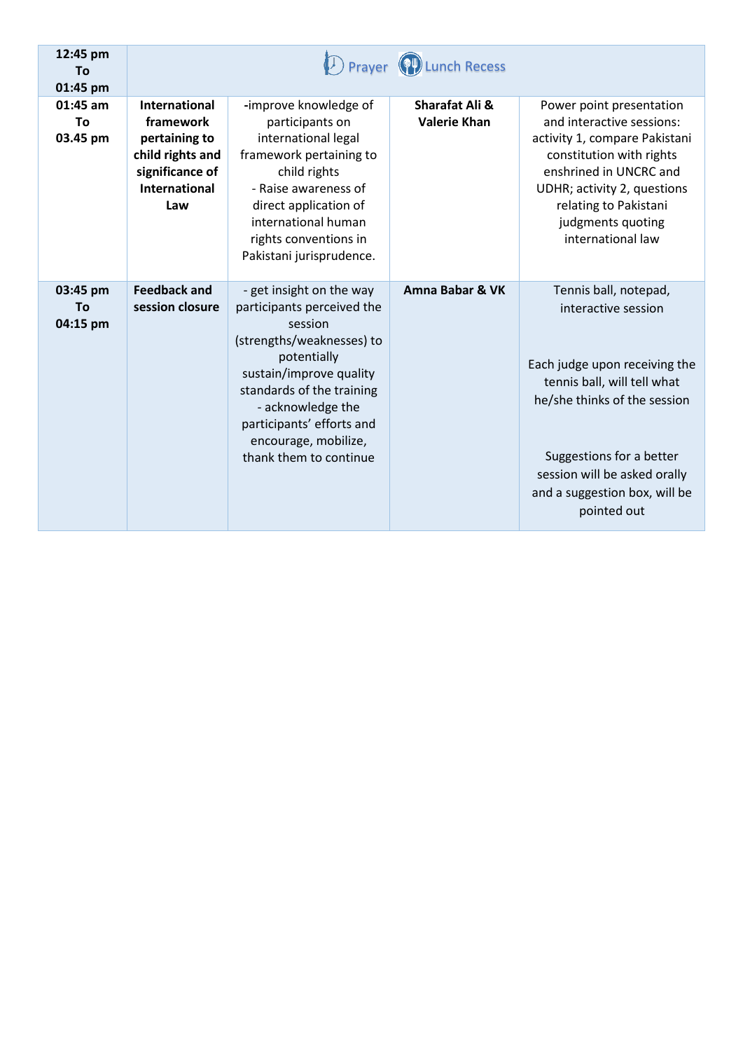| | | | | |
|---|---|---|---|---|
| **12:45 pm To 01:45 pm** | Prayer Lunch Recess | | | |
| **01:45 am To 03.45 pm** | **International framework pertaining to child rights and significance of International Law** | -improve knowledge of participants on international legal framework pertaining to child rights<br>- Raise awareness of direct application of international human rights conventions in Pakistani jurisprudence. | **Sharafat Ali & Valerie Khan** | Power point presentation and interactive sessions: activity 1, compare Pakistani constitution with rights enshrined in UNCRC and UDHR; activity 2, questions relating to Pakistani judgments quoting international law |
| **03:45 pm To 04:15 pm** | **Feedback and session closure** | - get insight on the way participants perceived the session (strengths/weaknesses) to potentially sustain/improve quality standards of the training<br>- acknowledge the participants' efforts and encourage, mobilize, thank them to continue | **Amna Babar & VK** | Tennis ball, notepad, interactive session<br><br>Each judge upon receiving the tennis ball, will tell what he/she thinks of the session<br><br>Suggestions for a better session will be asked orally and a suggestion box, will be pointed out |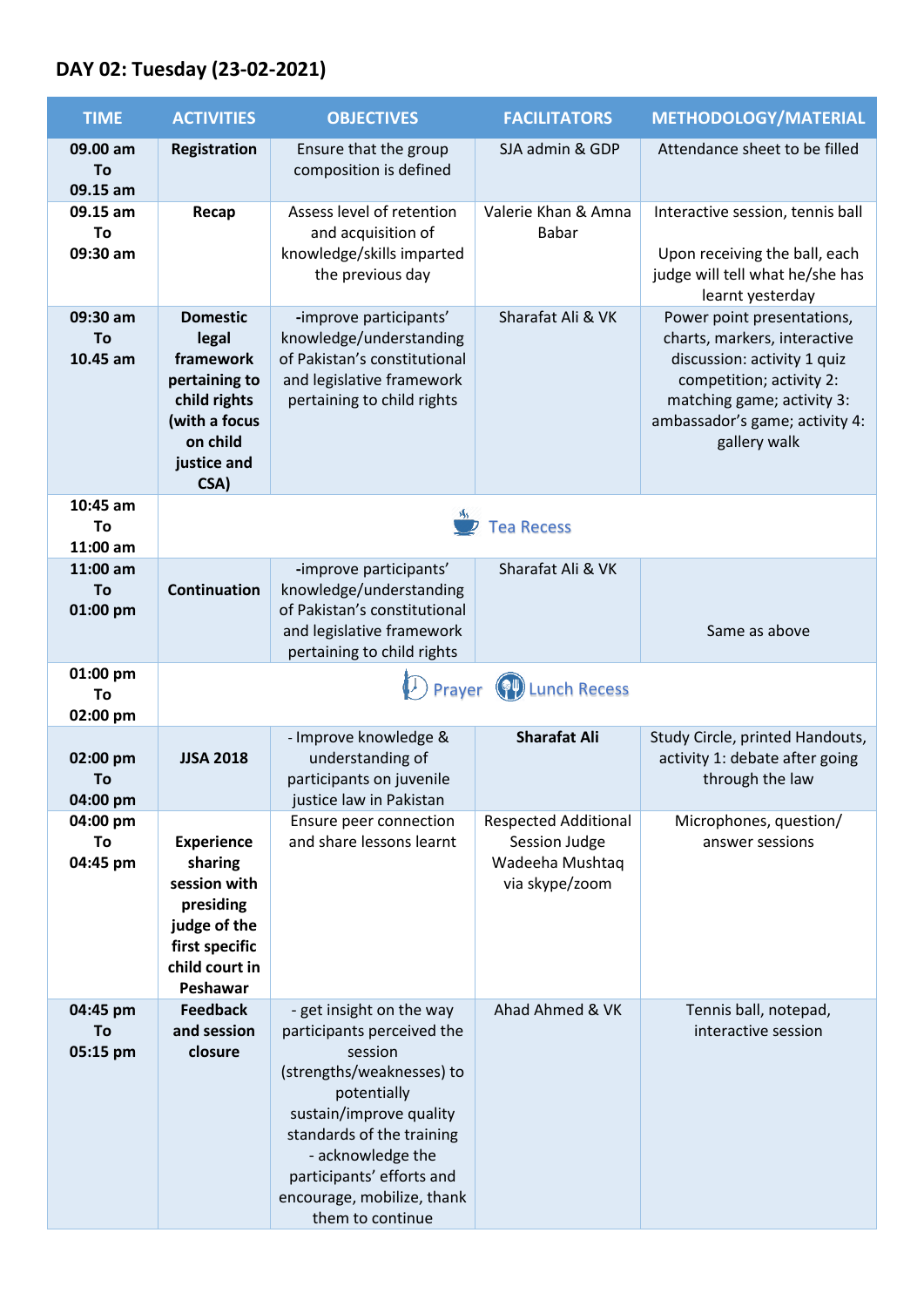## DAY 02: Tuesday (23-02-2021)

| TIME | ACTIVITIES | OBJECTIVES | FACILITATORS | METHODOLOGY/MATERIAL |
|---|---|---|---|---|
| 09.00 am To 09.15 am | **Registration** | Ensure that the group composition is defined | SJA admin & GDP | Attendance sheet to be filled |
| 09.15 am To 09:30 am | **Recap** | Assess level of retention and acquisition of knowledge/skills imparted the previous day | Valerie Khan & Amna Babar | Interactive session, tennis ball<br><br>Upon receiving the ball, each judge will tell what he/she has learnt yesterday |
| 09:30 am To 10.45 am | **Domestic legal framework pertaining to child rights (with a focus on child justice and CSA)** | -improve participants' knowledge/understanding of Pakistan's constitutional and legislative framework pertaining to child rights | Sharafat Ali & VK | Power point presentations, charts, markers, interactive discussion: activity 1 quiz competition; activity 2: matching game; activity 3: ambassador's game; activity 4: gallery walk |
| 10:45 am To 11:00 am | Tea Recess | | | |
| 11:00 am To 01:00 pm | **Continuation** | -improve participants' knowledge/understanding of Pakistan's constitutional and legislative framework pertaining to child rights | Sharafat Ali & VK | Same as above |
| 01:00 pm To 02:00 pm | Prayer Lunch Recess | | | |
| 02:00 pm To 04:00 pm | **JJSA 2018** | - Improve knowledge & understanding of participants on juvenile justice law in Pakistan | **Sharafat Ali** | Study Circle, printed Handouts, activity 1: debate after going through the law |
| 04:00 pm To 04:45 pm | **Experience sharing session with presiding judge of the first specific child court in Peshawar** | Ensure peer connection and share lessons learnt | Respected Additional Session Judge Wadeeha Mushtaq via skype/zoom | Microphones, question/ answer sessions |
| 04:45 pm To 05:15 pm | **Feedback and session closure** | - get insight on the way participants perceived the session (strengths/weaknesses) to potentially sustain/improve quality standards of the training<br>- acknowledge the participants' efforts and encourage, mobilize, thank them to continue | Ahad Ahmed & VK | Tennis ball, notepad, interactive session |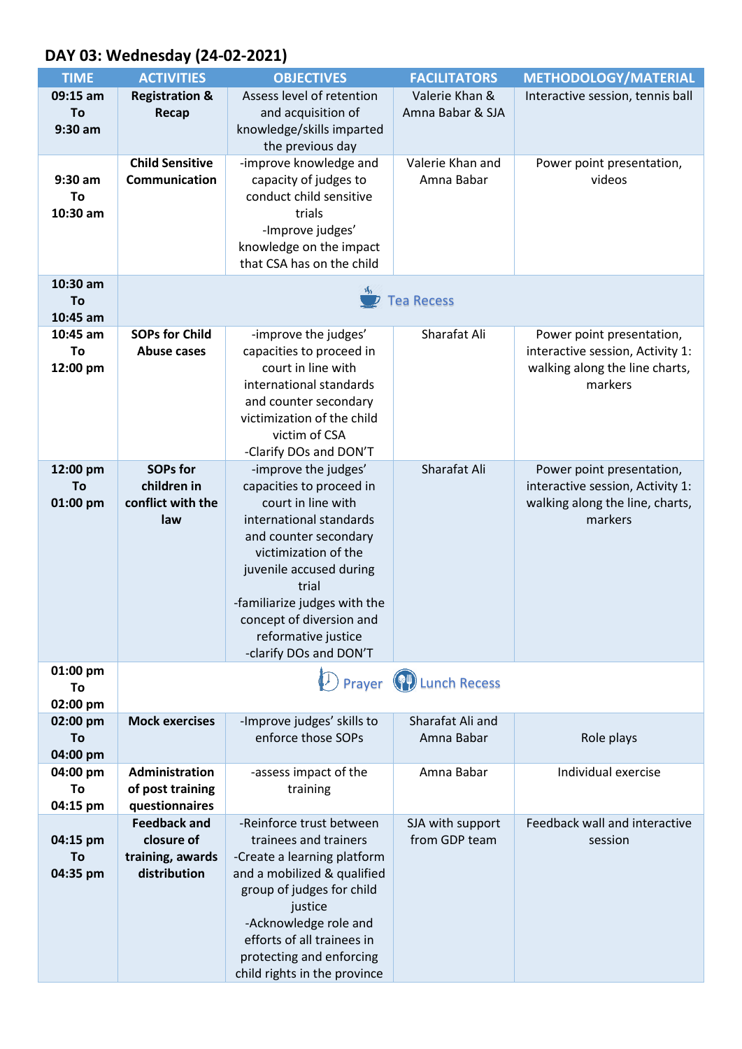## DAY 03: Wednesday (24-02-2021)

| TIME | ACTIVITIES | OBJECTIVES | FACILITATORS | METHODOLOGY/MATERIAL |
|---|---|---|---|---|
| 09:15 am To 9:30 am | **Registration & Recap** | Assess level of retention and acquisition of knowledge/skills imparted the previous day | Valerie Khan & Amna Babar & SJA | Interactive session, tennis ball |
| 9:30 am To 10:30 am | **Child Sensitive Communication** | -improve knowledge and capacity of judges to conduct child sensitive trials<br>-Improve judges' knowledge on the impact that CSA has on the child | Valerie Khan and Amna Babar | Power point presentation, videos |
| 10:30 am To 10:45 am | Tea Recess | | | |
| 10:45 am To 12:00 pm | **SOPs for Child Abuse cases** | -improve the judges' capacities to proceed in court in line with international standards and counter secondary victimization of the child victim of CSA<br>-Clarify DOs and DON'T | Sharafat Ali | Power point presentation, interactive session, Activity 1: walking along the line charts, markers |
| 12:00 pm To 01:00 pm | **SOPs for children in conflict with the law** | -improve the judges' capacities to proceed in court in line with international standards and counter secondary victimization of the juvenile accused during trial<br>-familiarize judges with the concept of diversion and reformative justice<br>-clarify DOs and DON'T | Sharafat Ali | Power point presentation, interactive session, Activity 1: walking along the line, charts, markers |
| 01:00 pm To 02:00 pm | Prayer Lunch Recess | | | |
| 02:00 pm To 04:00 pm | **Mock exercises** | -Improve judges' skills to enforce those SOPs | Sharafat Ali and Amna Babar | Role plays |
| 04:00 pm To 04:15 pm | **Administration of post training questionnaires** | -assess impact of the training | Amna Babar | Individual exercise |
| 04:15 pm To 04:35 pm | **Feedback and closure of training, awards distribution** | -Reinforce trust between trainees and trainers<br>-Create a learning platform and a mobilized & qualified group of judges for child justice<br>-Acknowledge role and efforts of all trainees in protecting and enforcing child rights in the province | SJA with support from GDP team | Feedback wall and interactive session |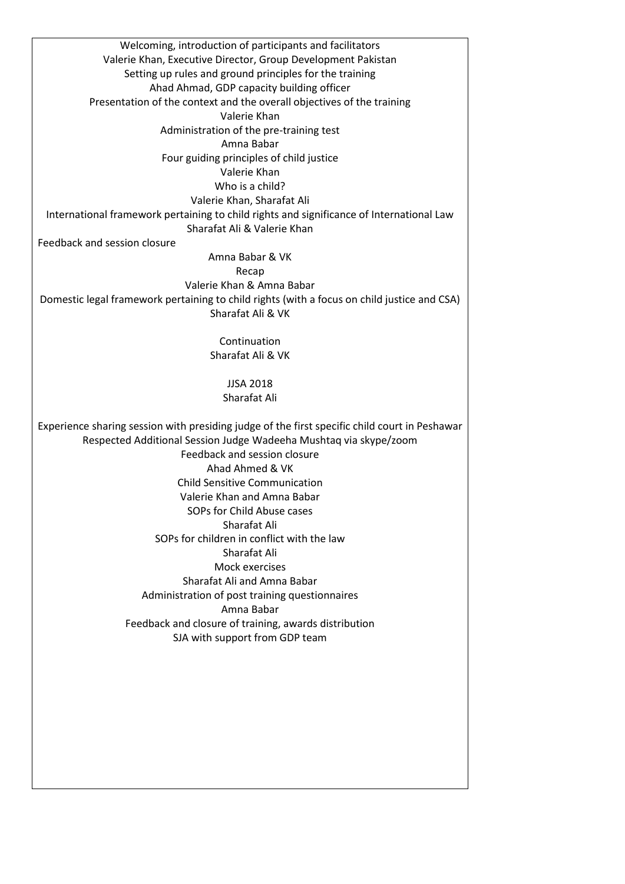Welcoming, introduction of participants and facilitators
Valerie Khan, Executive Director, Group Development Pakistan
Setting up rules and ground principles for the training
Ahad Ahmad, GDP capacity building officer
Presentation of the context and the overall objectives of the training
Valerie Khan
Administration of the pre-training test
Amna Babar
Four guiding principles of child justice
Valerie Khan
Who is a child?
Valerie Khan, Sharafat Ali
International framework pertaining to child rights and significance of International Law
Sharafat Ali & Valerie Khan
Feedback and session closure
Amna Babar & VK
Recap
Valerie Khan & Amna Babar
Domestic legal framework pertaining to child rights (with a focus on child justice and CSA)
Sharafat Ali & VK

Continuation
Sharafat Ali & VK

JJSA 2018
Sharafat Ali

Experience sharing session with presiding judge of the first specific child court in Peshawar
Respected Additional Session Judge Wadeeha Mushtaq via skype/zoom
Feedback and session closure
Ahad Ahmed & VK
Child Sensitive Communication
Valerie Khan and Amna Babar
SOPs for Child Abuse cases
Sharafat Ali
SOPs for children in conflict with the law
Sharafat Ali
Mock exercises
Sharafat Ali and Amna Babar
Administration of post training questionnaires
Amna Babar
Feedback and closure of training, awards distribution
SJA with support from GDP team